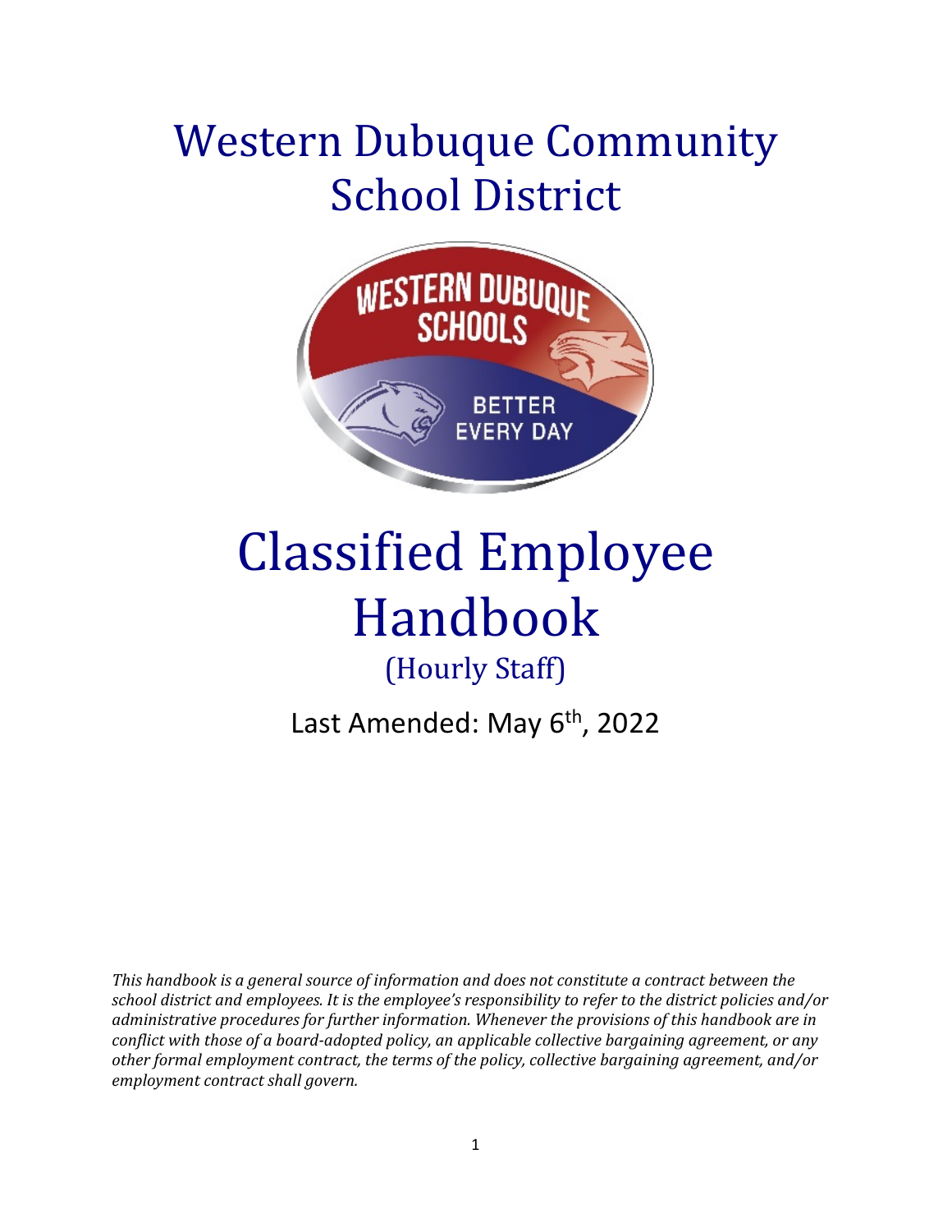# Western Dubuque Community School District

# Classified Employee Handbook

## (Hourly Staff)

Last Amended: May 6th, 2022

*This handbook is a general source of information and does not constitute a contract between the school district and employees. It is the employee's responsibility to refer to the district policies and/or administrative procedures for further information. Whenever the provisions of this handbook are in conflict with those of a board-adopted policy, an applicable collective bargaining agreement, or any other formal employment contract, the terms of the policy, collective bargaining agreement, and/or employment contract shall govern.*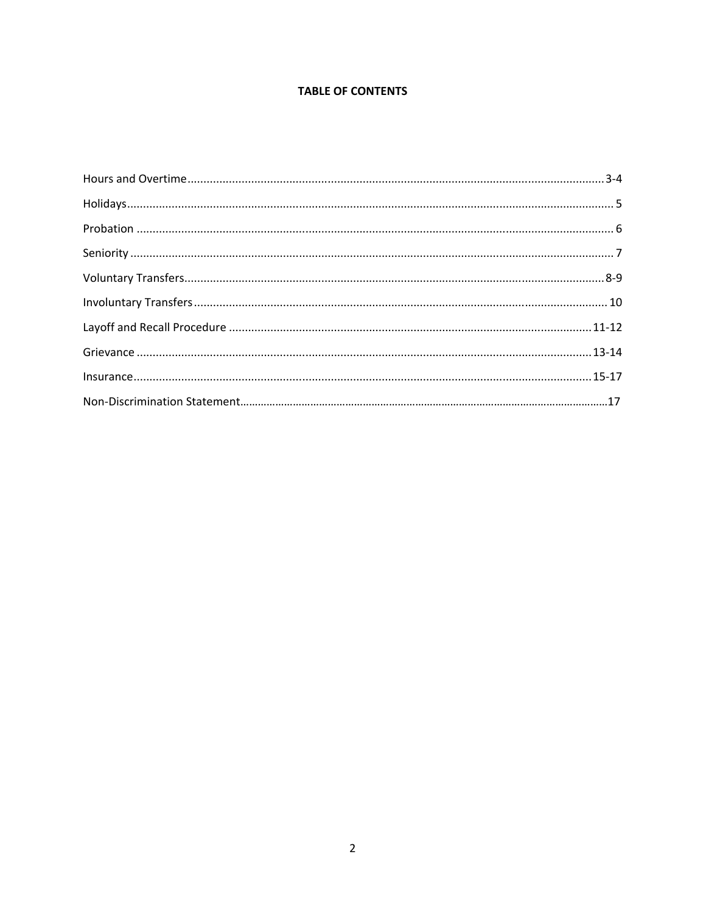**TABLE OF CONTENTS**

Hours and Overtime....................3-4

Holidays....................5

Probation....................6

Seniority....................7

Voluntary Transfers....................8-9

Involuntary Transfers....................10

Layoff and Recall Procedure....................11-12

Grievance....................13-14

Insurance....................15-17

Non-Discrimination Statement....................17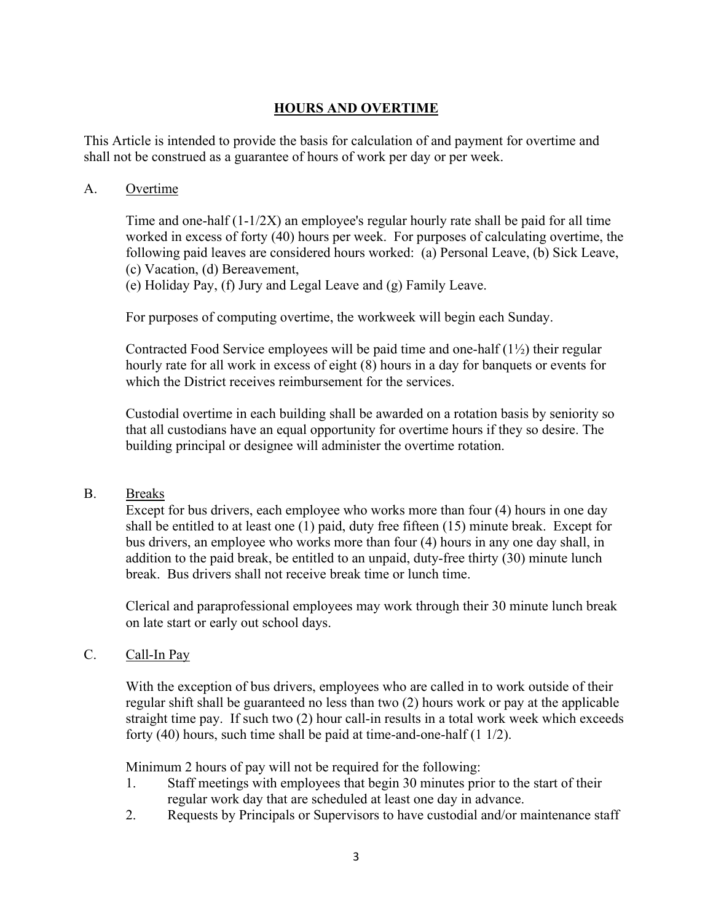## **HOURS AND OVERTIME**

This Article is intended to provide the basis for calculation of and payment for overtime and shall not be construed as a guarantee of hours of work per day or per week.

A. Overtime

Time and one-half (1-1/2X) an employee's regular hourly rate shall be paid for all time worked in excess of forty (40) hours per week. For purposes of calculating overtime, the following paid leaves are considered hours worked: (a) Personal Leave, (b) Sick Leave, (c) Vacation, (d) Bereavement,
(e) Holiday Pay, (f) Jury and Legal Leave and (g) Family Leave.

For purposes of computing overtime, the workweek will begin each Sunday.

Contracted Food Service employees will be paid time and one-half (1½) their regular hourly rate for all work in excess of eight (8) hours in a day for banquets or events for which the District receives reimbursement for the services.

Custodial overtime in each building shall be awarded on a rotation basis by seniority so that all custodians have an equal opportunity for overtime hours if they so desire. The building principal or designee will administer the overtime rotation.

B. Breaks

Except for bus drivers, each employee who works more than four (4) hours in one day shall be entitled to at least one (1) paid, duty free fifteen (15) minute break. Except for bus drivers, an employee who works more than four (4) hours in any one day shall, in addition to the paid break, be entitled to an unpaid, duty-free thirty (30) minute lunch break. Bus drivers shall not receive break time or lunch time.

Clerical and paraprofessional employees may work through their 30 minute lunch break on late start or early out school days.

C. Call-In Pay

With the exception of bus drivers, employees who are called in to work outside of their regular shift shall be guaranteed no less than two (2) hours work or pay at the applicable straight time pay. If such two (2) hour call-in results in a total work week which exceeds forty (40) hours, such time shall be paid at time-and-one-half (1 1/2).

Minimum 2 hours of pay will not be required for the following:

1. Staff meetings with employees that begin 30 minutes prior to the start of their regular work day that are scheduled at least one day in advance.
2. Requests by Principals or Supervisors to have custodial and/or maintenance staff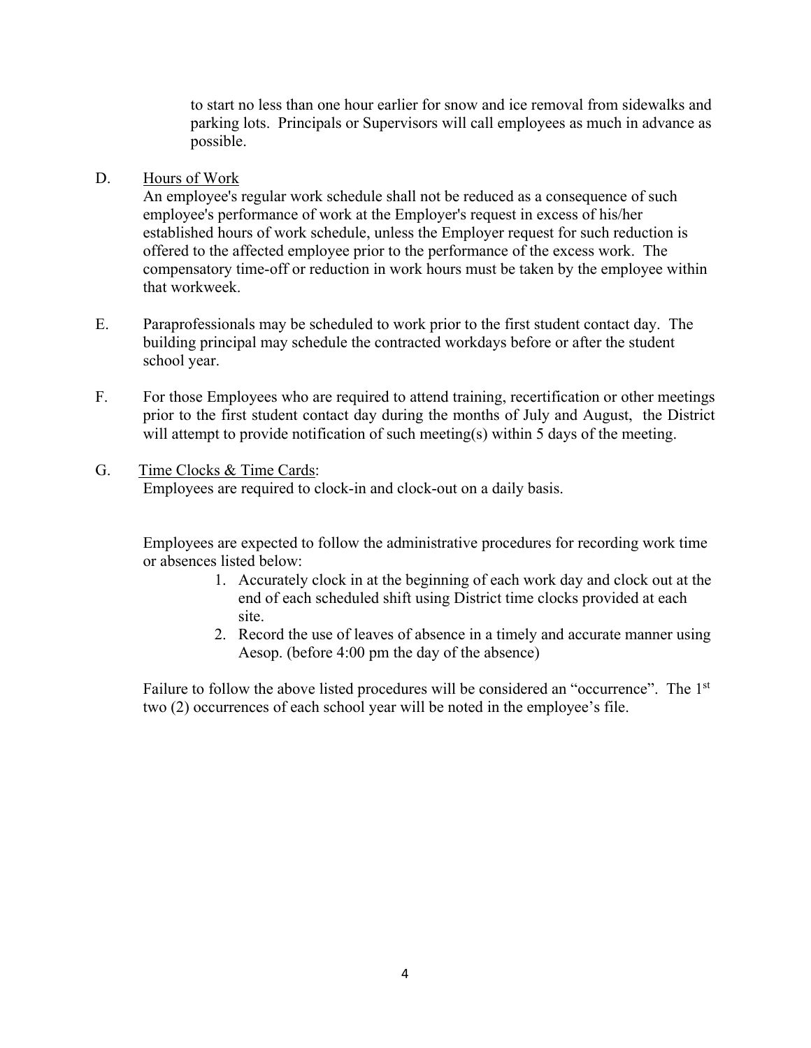to start no less than one hour earlier for snow and ice removal from sidewalks and parking lots. Principals or Supervisors will call employees as much in advance as possible.

D. Hours of Work

An employee's regular work schedule shall not be reduced as a consequence of such employee's performance of work at the Employer's request in excess of his/her established hours of work schedule, unless the Employer request for such reduction is offered to the affected employee prior to the performance of the excess work. The compensatory time-off or reduction in work hours must be taken by the employee within that workweek.

E. Paraprofessionals may be scheduled to work prior to the first student contact day. The building principal may schedule the contracted workdays before or after the student school year.

F. For those Employees who are required to attend training, recertification or other meetings prior to the first student contact day during the months of July and August, the District will attempt to provide notification of such meeting(s) within 5 days of the meeting.

G. Time Clocks & Time Cards:

Employees are required to clock-in and clock-out on a daily basis.

Employees are expected to follow the administrative procedures for recording work time or absences listed below:

1. Accurately clock in at the beginning of each work day and clock out at the end of each scheduled shift using District time clocks provided at each site.
2. Record the use of leaves of absence in a timely and accurate manner using Aesop. (before 4:00 pm the day of the absence)

Failure to follow the above listed procedures will be considered an "occurrence". The 1st two (2) occurrences of each school year will be noted in the employee's file.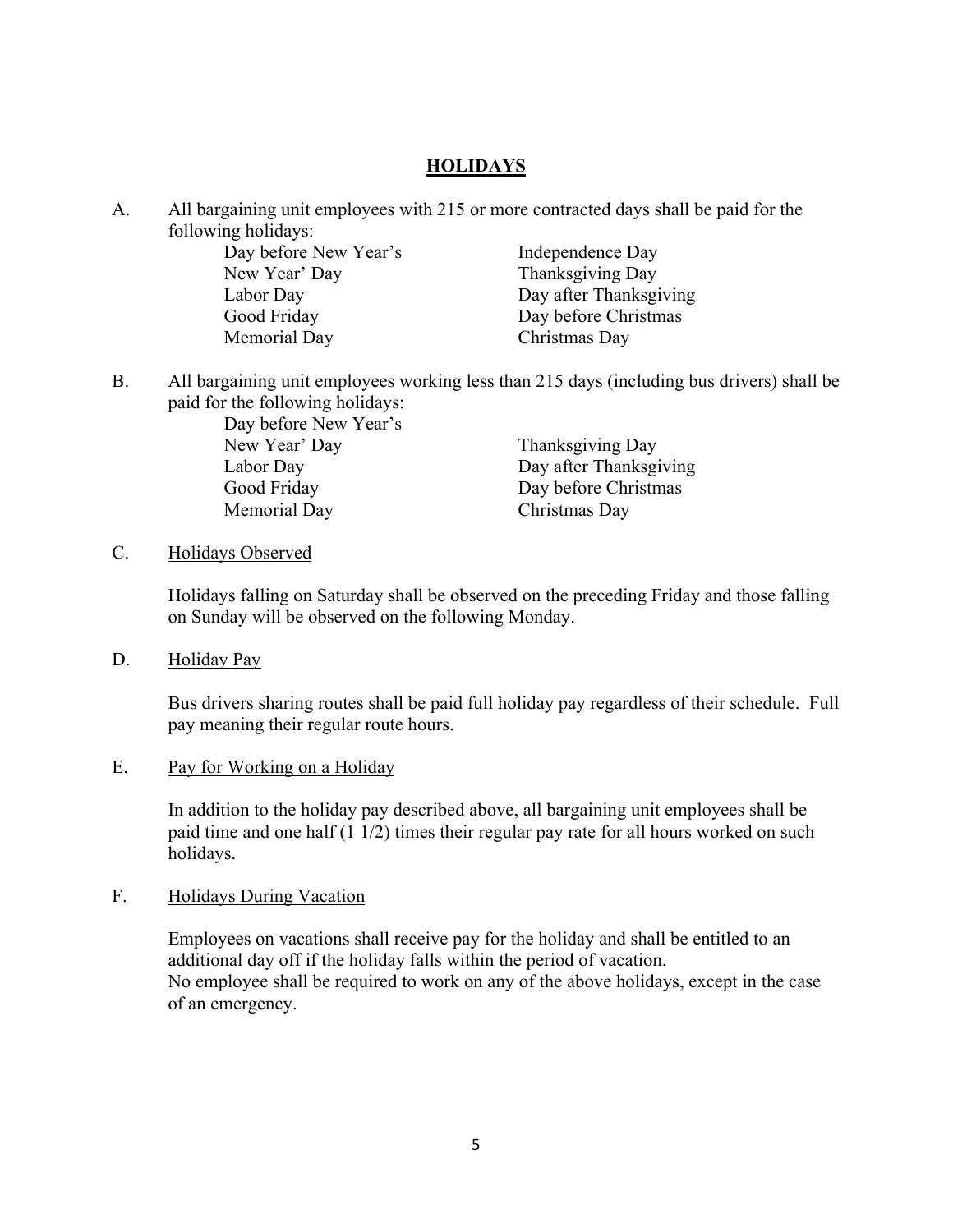## HOLIDAYS

A. All bargaining unit employees with 215 or more contracted days shall be paid for the following holidays:

| | |
|---|---|
| Day before New Year's | Independence Day |
| New Year' Day | Thanksgiving Day |
| Labor Day | Day after Thanksgiving |
| Good Friday | Day before Christmas |
| Memorial Day | Christmas Day |

B. All bargaining unit employees working less than 215 days (including bus drivers) shall be paid for the following holidays:

| | |
|---|---|
| Day before New Year's | |
| New Year' Day | Thanksgiving Day |
| Labor Day | Day after Thanksgiving |
| Good Friday | Day before Christmas |
| Memorial Day | Christmas Day |

C. <u>Holidays Observed</u>

Holidays falling on Saturday shall be observed on the preceding Friday and those falling on Sunday will be observed on the following Monday.

D. <u>Holiday Pay</u>

Bus drivers sharing routes shall be paid full holiday pay regardless of their schedule. Full pay meaning their regular route hours.

E. <u>Pay for Working on a Holiday</u>

In addition to the holiday pay described above, all bargaining unit employees shall be paid time and one half (1 1/2) times their regular pay rate for all hours worked on such holidays.

F. <u>Holidays During Vacation</u>

Employees on vacations shall receive pay for the holiday and shall be entitled to an additional day off if the holiday falls within the period of vacation.
No employee shall be required to work on any of the above holidays, except in the case of an emergency.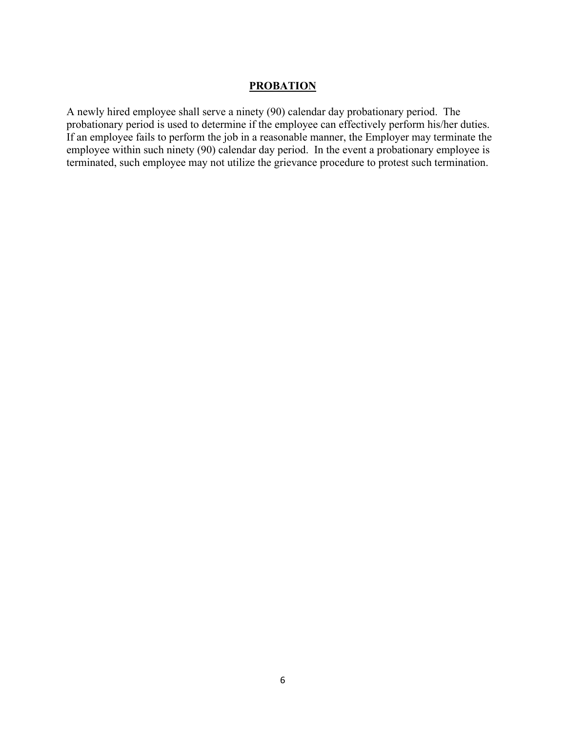## PROBATION

A newly hired employee shall serve a ninety (90) calendar day probationary period. The probationary period is used to determine if the employee can effectively perform his/her duties. If an employee fails to perform the job in a reasonable manner, the Employer may terminate the employee within such ninety (90) calendar day period. In the event a probationary employee is terminated, such employee may not utilize the grievance procedure to protest such termination.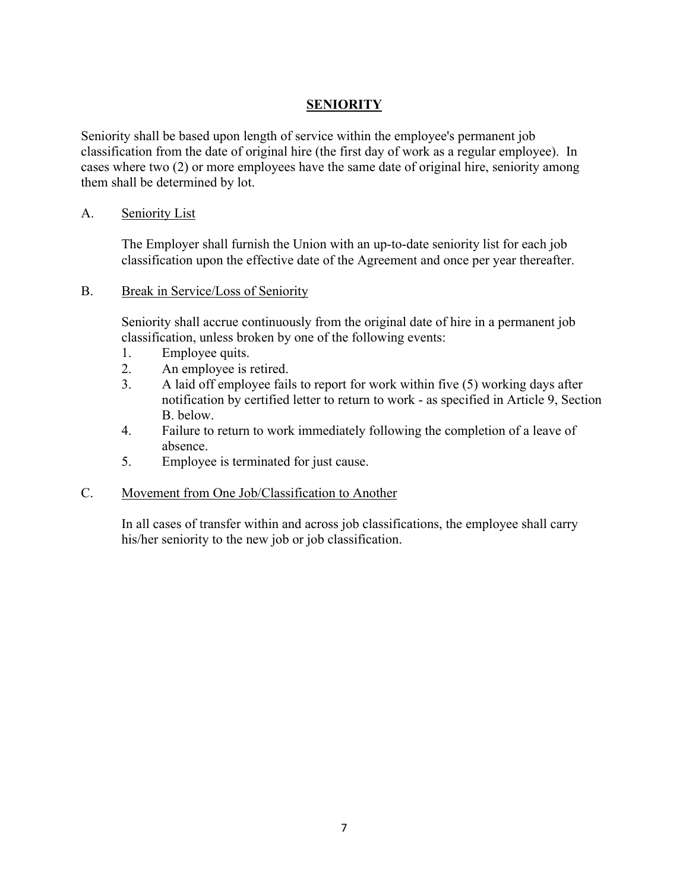## SENIORITY

Seniority shall be based upon length of service within the employee's permanent job classification from the date of original hire (the first day of work as a regular employee). In cases where two (2) or more employees have the same date of original hire, seniority among them shall be determined by lot.

A. Seniority List

The Employer shall furnish the Union with an up-to-date seniority list for each job classification upon the effective date of the Agreement and once per year thereafter.

B. Break in Service/Loss of Seniority

Seniority shall accrue continuously from the original date of hire in a permanent job classification, unless broken by one of the following events:

1. Employee quits.
2. An employee is retired.
3. A laid off employee fails to report for work within five (5) working days after notification by certified letter to return to work - as specified in Article 9, Section B. below.
4. Failure to return to work immediately following the completion of a leave of absence.
5. Employee is terminated for just cause.

C. Movement from One Job/Classification to Another

In all cases of transfer within and across job classifications, the employee shall carry his/her seniority to the new job or job classification.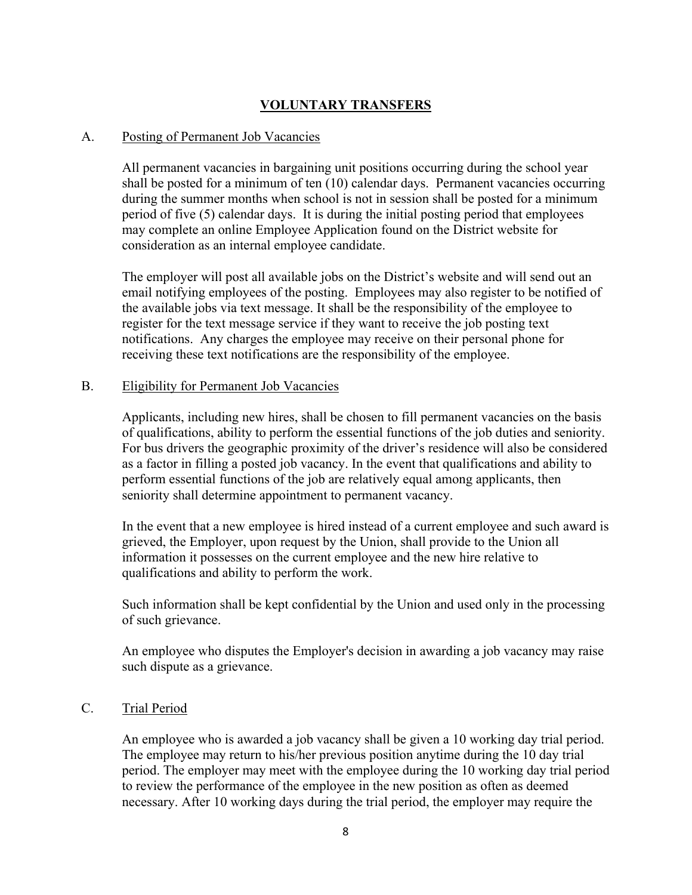## VOLUNTARY TRANSFERS

A. Posting of Permanent Job Vacancies

All permanent vacancies in bargaining unit positions occurring during the school year shall be posted for a minimum of ten (10) calendar days. Permanent vacancies occurring during the summer months when school is not in session shall be posted for a minimum period of five (5) calendar days. It is during the initial posting period that employees may complete an online Employee Application found on the District website for consideration as an internal employee candidate.

The employer will post all available jobs on the District's website and will send out an email notifying employees of the posting. Employees may also register to be notified of the available jobs via text message. It shall be the responsibility of the employee to register for the text message service if they want to receive the job posting text notifications. Any charges the employee may receive on their personal phone for receiving these text notifications are the responsibility of the employee.

B. Eligibility for Permanent Job Vacancies

Applicants, including new hires, shall be chosen to fill permanent vacancies on the basis of qualifications, ability to perform the essential functions of the job duties and seniority. For bus drivers the geographic proximity of the driver's residence will also be considered as a factor in filling a posted job vacancy. In the event that qualifications and ability to perform essential functions of the job are relatively equal among applicants, then seniority shall determine appointment to permanent vacancy.

In the event that a new employee is hired instead of a current employee and such award is grieved, the Employer, upon request by the Union, shall provide to the Union all information it possesses on the current employee and the new hire relative to qualifications and ability to perform the work.

Such information shall be kept confidential by the Union and used only in the processing of such grievance.

An employee who disputes the Employer's decision in awarding a job vacancy may raise such dispute as a grievance.

C. Trial Period

An employee who is awarded a job vacancy shall be given a 10 working day trial period. The employee may return to his/her previous position anytime during the 10 day trial period. The employer may meet with the employee during the 10 working day trial period to review the performance of the employee in the new position as often as deemed necessary. After 10 working days during the trial period, the employer may require the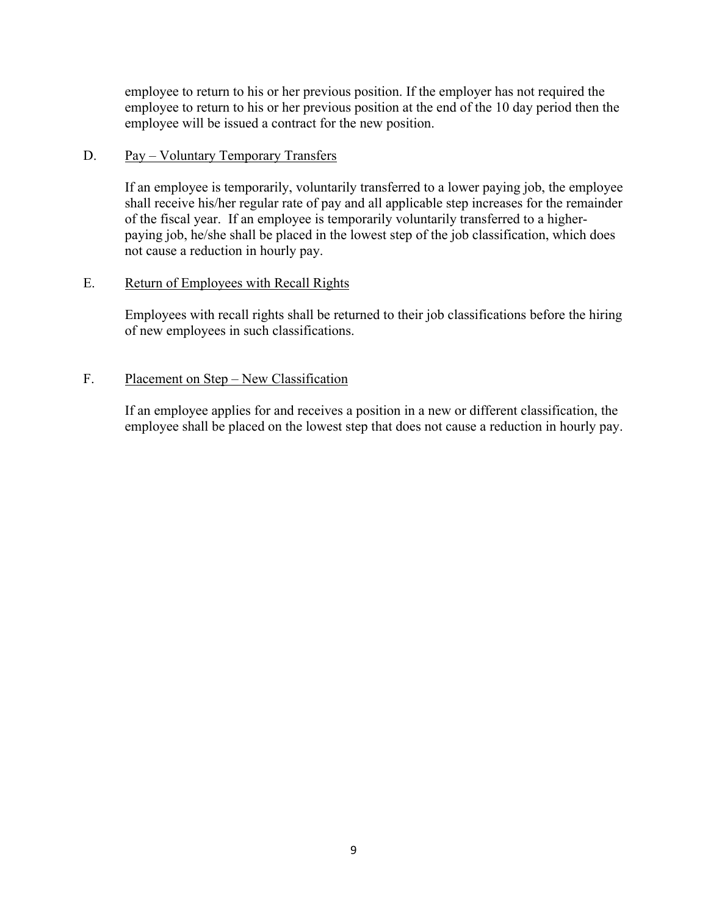employee to return to his or her previous position. If the employer has not required the employee to return to his or her previous position at the end of the 10 day period then the employee will be issued a contract for the new position.

D. <u>Pay – Voluntary Temporary Transfers</u>

If an employee is temporarily, voluntarily transferred to a lower paying job, the employee shall receive his/her regular rate of pay and all applicable step increases for the remainder of the fiscal year. If an employee is temporarily voluntarily transferred to a higher-paying job, he/she shall be placed in the lowest step of the job classification, which does not cause a reduction in hourly pay.

E. <u>Return of Employees with Recall Rights</u>

Employees with recall rights shall be returned to their job classifications before the hiring of new employees in such classifications.

F. <u>Placement on Step – New Classification</u>

If an employee applies for and receives a position in a new or different classification, the employee shall be placed on the lowest step that does not cause a reduction in hourly pay.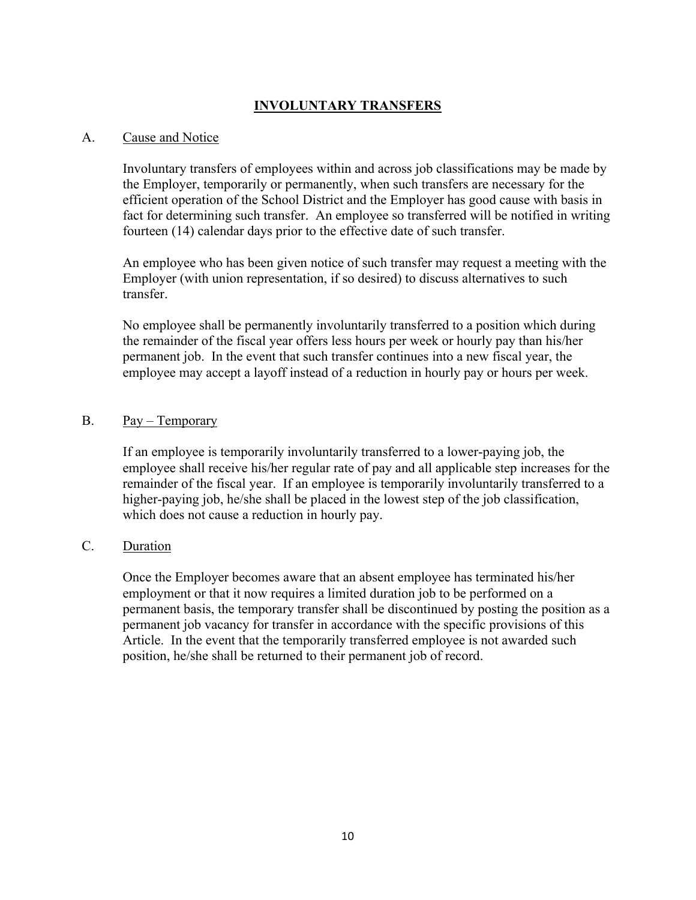## INVOLUNTARY TRANSFERS

A. Cause and Notice

Involuntary transfers of employees within and across job classifications may be made by the Employer, temporarily or permanently, when such transfers are necessary for the efficient operation of the School District and the Employer has good cause with basis in fact for determining such transfer. An employee so transferred will be notified in writing fourteen (14) calendar days prior to the effective date of such transfer.

An employee who has been given notice of such transfer may request a meeting with the Employer (with union representation, if so desired) to discuss alternatives to such transfer.

No employee shall be permanently involuntarily transferred to a position which during the remainder of the fiscal year offers less hours per week or hourly pay than his/her permanent job. In the event that such transfer continues into a new fiscal year, the employee may accept a layoff instead of a reduction in hourly pay or hours per week.

B. Pay – Temporary

If an employee is temporarily involuntarily transferred to a lower-paying job, the employee shall receive his/her regular rate of pay and all applicable step increases for the remainder of the fiscal year. If an employee is temporarily involuntarily transferred to a higher-paying job, he/she shall be placed in the lowest step of the job classification, which does not cause a reduction in hourly pay.

C. Duration

Once the Employer becomes aware that an absent employee has terminated his/her employment or that it now requires a limited duration job to be performed on a permanent basis, the temporary transfer shall be discontinued by posting the position as a permanent job vacancy for transfer in accordance with the specific provisions of this Article. In the event that the temporarily transferred employee is not awarded such position, he/she shall be returned to their permanent job of record.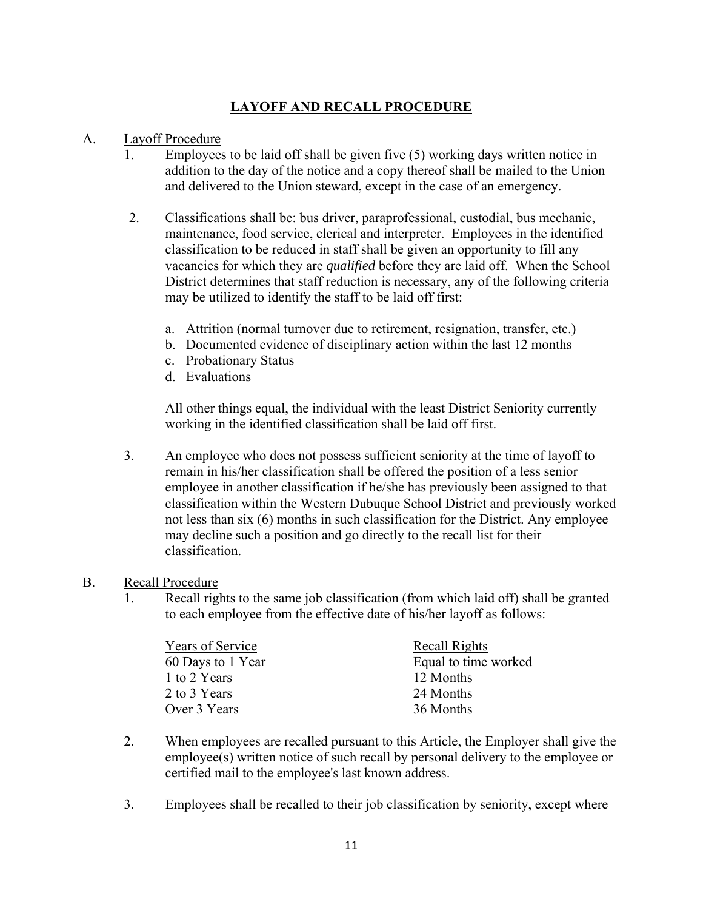## LAYOFF AND RECALL PROCEDURE

A. Layoff Procedure

1. Employees to be laid off shall be given five (5) working days written notice in addition to the day of the notice and a copy thereof shall be mailed to the Union and delivered to the Union steward, except in the case of an emergency.

2. Classifications shall be: bus driver, paraprofessional, custodial, bus mechanic, maintenance, food service, clerical and interpreter. Employees in the identified classification to be reduced in staff shall be given an opportunity to fill any vacancies for which they are *qualified* before they are laid off. When the School District determines that staff reduction is necessary, any of the following criteria may be utilized to identify the staff to be laid off first:

   a. Attrition (normal turnover due to retirement, resignation, transfer, etc.)
   b. Documented evidence of disciplinary action within the last 12 months
   c. Probationary Status
   d. Evaluations

   All other things equal, the individual with the least District Seniority currently working in the identified classification shall be laid off first.

3. An employee who does not possess sufficient seniority at the time of layoff to remain in his/her classification shall be offered the position of a less senior employee in another classification if he/she has previously been assigned to that classification within the Western Dubuque School District and previously worked not less than six (6) months in such classification for the District. Any employee may decline such a position and go directly to the recall list for their classification.

B. Recall Procedure

1. Recall rights to the same job classification (from which laid off) shall be granted to each employee from the effective date of his/her layoff as follows:

| Years of Service | Recall Rights |
|---|---|
| 60 Days to 1 Year | Equal to time worked |
| 1 to 2 Years | 12 Months |
| 2 to 3 Years | 24 Months |
| Over 3 Years | 36 Months |

2. When employees are recalled pursuant to this Article, the Employer shall give the employee(s) written notice of such recall by personal delivery to the employee or certified mail to the employee's last known address.

3. Employees shall be recalled to their job classification by seniority, except where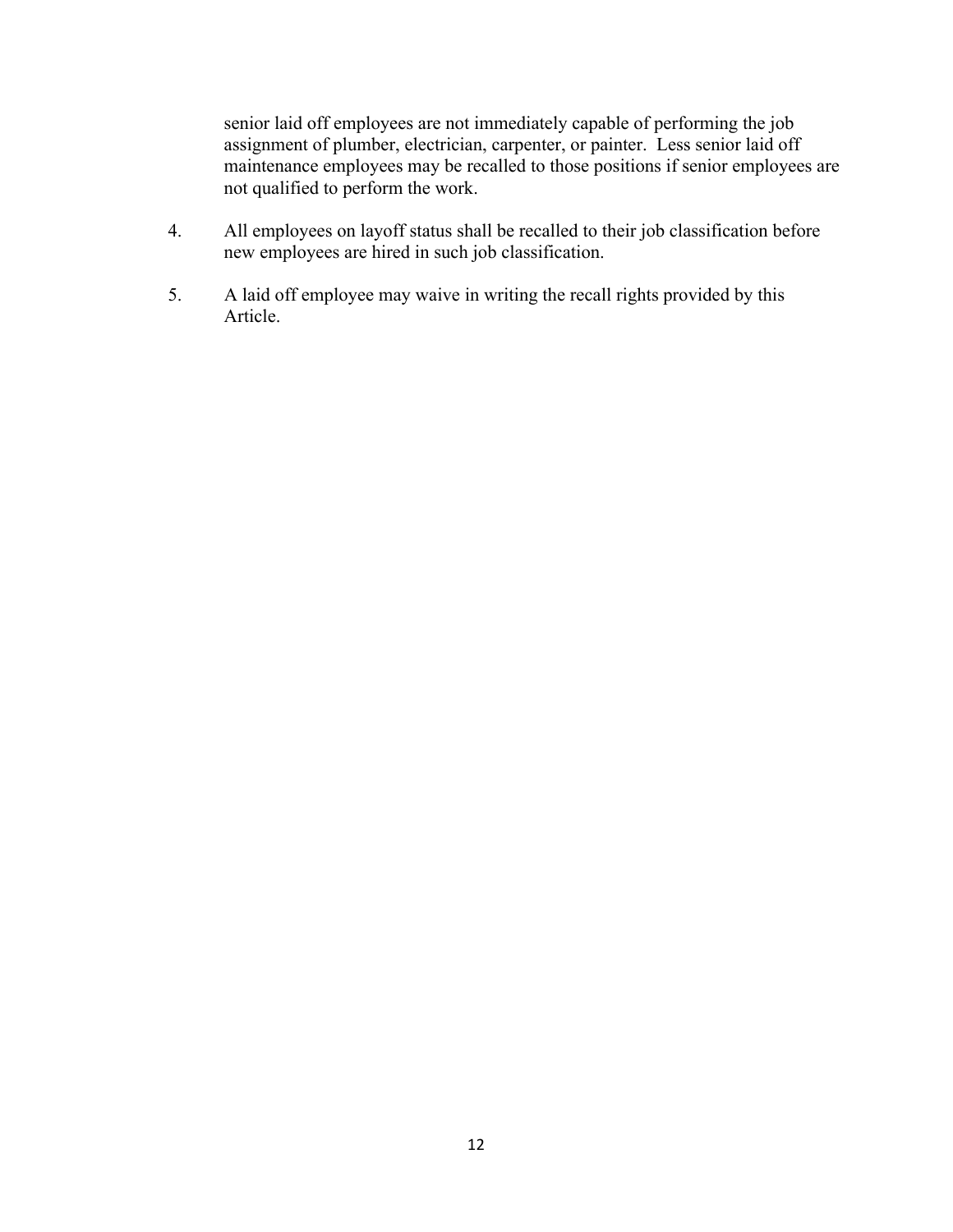senior laid off employees are not immediately capable of performing the job assignment of plumber, electrician, carpenter, or painter. Less senior laid off maintenance employees may be recalled to those positions if senior employees are not qualified to perform the work.

4. All employees on layoff status shall be recalled to their job classification before new employees are hired in such job classification.

5. A laid off employee may waive in writing the recall rights provided by this Article.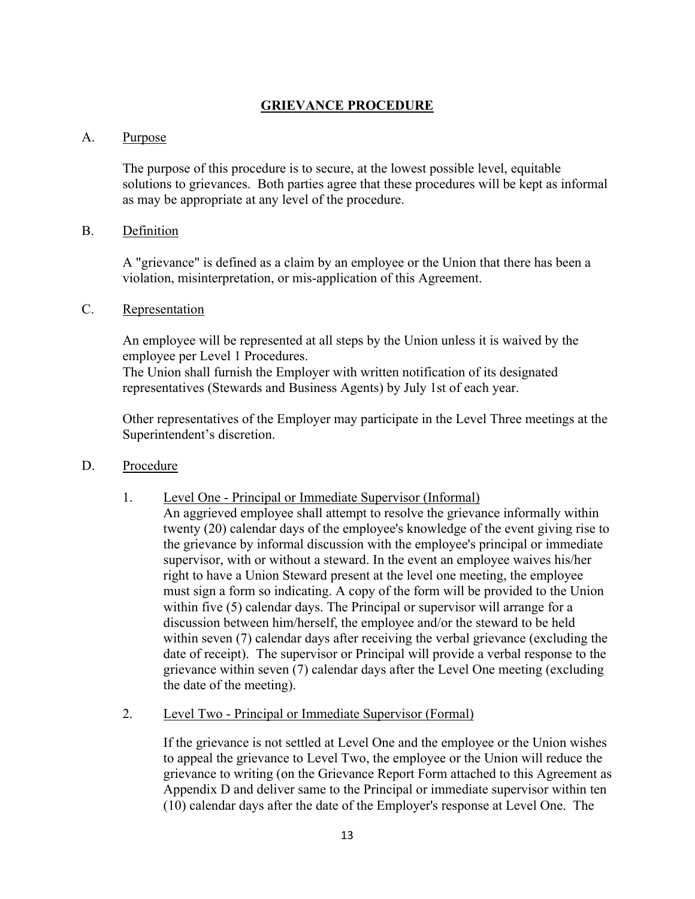## GRIEVANCE PROCEDURE

A. Purpose

The purpose of this procedure is to secure, at the lowest possible level, equitable solutions to grievances. Both parties agree that these procedures will be kept as informal as may be appropriate at any level of the procedure.

B. Definition

A "grievance" is defined as a claim by an employee or the Union that there has been a violation, misinterpretation, or mis-application of this Agreement.

C. Representation

An employee will be represented at all steps by the Union unless it is waived by the employee per Level 1 Procedures.
The Union shall furnish the Employer with written notification of its designated representatives (Stewards and Business Agents) by July 1st of each year.

Other representatives of the Employer may participate in the Level Three meetings at the Superintendent's discretion.

D. Procedure

1. Level One - Principal or Immediate Supervisor (Informal)
   An aggrieved employee shall attempt to resolve the grievance informally within twenty (20) calendar days of the employee's knowledge of the event giving rise to the grievance by informal discussion with the employee's principal or immediate supervisor, with or without a steward. In the event an employee waives his/her right to have a Union Steward present at the level one meeting, the employee must sign a form so indicating. A copy of the form will be provided to the Union within five (5) calendar days. The Principal or supervisor will arrange for a discussion between him/herself, the employee and/or the steward to be held within seven (7) calendar days after receiving the verbal grievance (excluding the date of receipt). The supervisor or Principal will provide a verbal response to the grievance within seven (7) calendar days after the Level One meeting (excluding the date of the meeting).

2. Level Two - Principal or Immediate Supervisor (Formal)

   If the grievance is not settled at Level One and the employee or the Union wishes to appeal the grievance to Level Two, the employee or the Union will reduce the grievance to writing (on the Grievance Report Form attached to this Agreement as Appendix D and deliver same to the Principal or immediate supervisor within ten (10) calendar days after the date of the Employer's response at Level One. The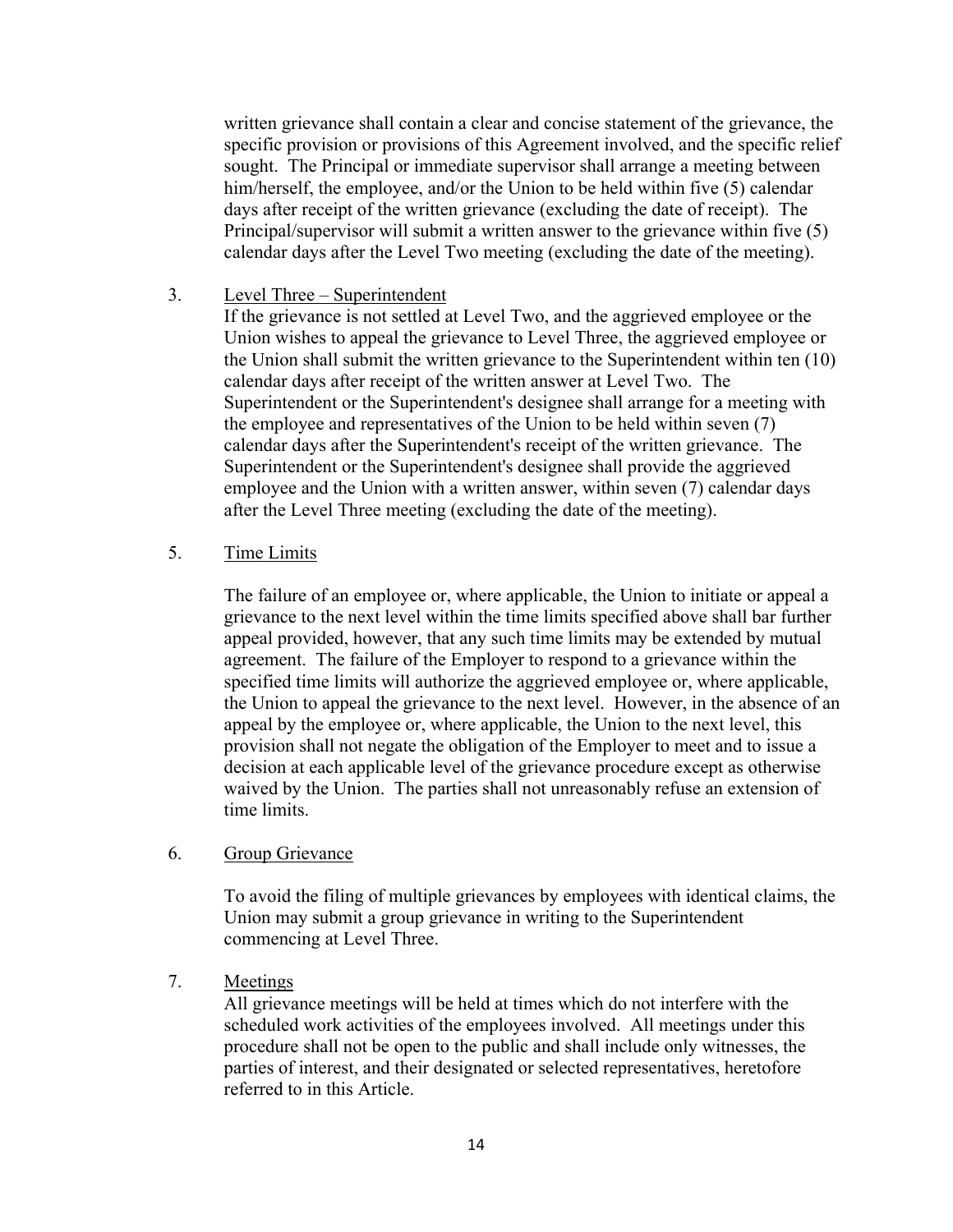written grievance shall contain a clear and concise statement of the grievance, the specific provision or provisions of this Agreement involved, and the specific relief sought. The Principal or immediate supervisor shall arrange a meeting between him/herself, the employee, and/or the Union to be held within five (5) calendar days after receipt of the written grievance (excluding the date of receipt). The Principal/supervisor will submit a written answer to the grievance within five (5) calendar days after the Level Two meeting (excluding the date of the meeting).

3. <u>Level Three – Superintendent</u>

If the grievance is not settled at Level Two, and the aggrieved employee or the Union wishes to appeal the grievance to Level Three, the aggrieved employee or the Union shall submit the written grievance to the Superintendent within ten (10) calendar days after receipt of the written answer at Level Two. The Superintendent or the Superintendent's designee shall arrange for a meeting with the employee and representatives of the Union to be held within seven (7) calendar days after the Superintendent's receipt of the written grievance. The Superintendent or the Superintendent's designee shall provide the aggrieved employee and the Union with a written answer, within seven (7) calendar days after the Level Three meeting (excluding the date of the meeting).

5. <u>Time Limits</u>

The failure of an employee or, where applicable, the Union to initiate or appeal a grievance to the next level within the time limits specified above shall bar further appeal provided, however, that any such time limits may be extended by mutual agreement. The failure of the Employer to respond to a grievance within the specified time limits will authorize the aggrieved employee or, where applicable, the Union to appeal the grievance to the next level. However, in the absence of an appeal by the employee or, where applicable, the Union to the next level, this provision shall not negate the obligation of the Employer to meet and to issue a decision at each applicable level of the grievance procedure except as otherwise waived by the Union. The parties shall not unreasonably refuse an extension of time limits.

6. <u>Group Grievance</u>

To avoid the filing of multiple grievances by employees with identical claims, the Union may submit a group grievance in writing to the Superintendent commencing at Level Three.

7. <u>Meetings</u>

All grievance meetings will be held at times which do not interfere with the scheduled work activities of the employees involved. All meetings under this procedure shall not be open to the public and shall include only witnesses, the parties of interest, and their designated or selected representatives, heretofore referred to in this Article.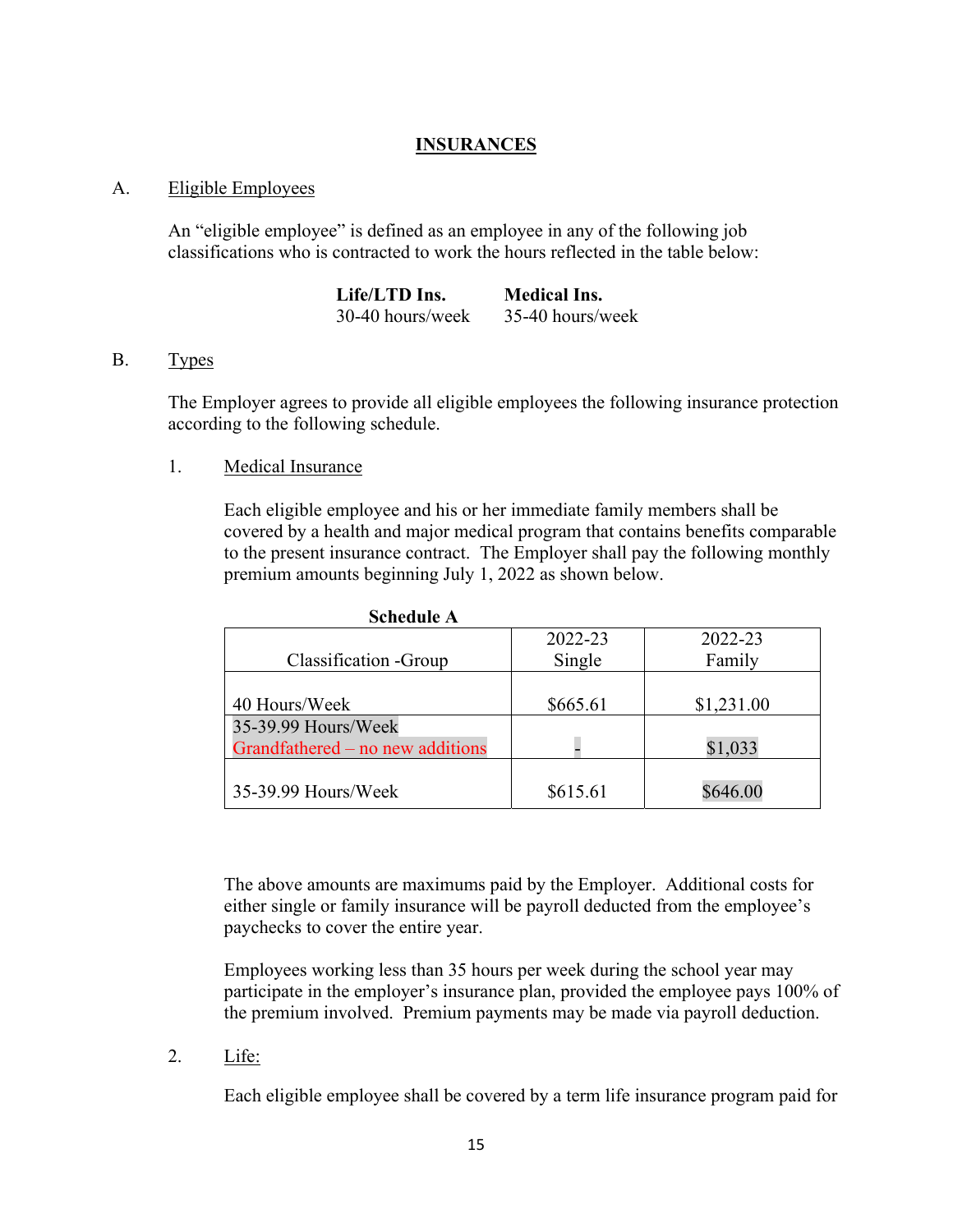## INSURANCES

A. Eligible Employees

An "eligible employee" is defined as an employee in any of the following job classifications who is contracted to work the hours reflected in the table below:

| **Life/LTD Ins.** | **Medical Ins.** |
|---|---|
| 30-40 hours/week | 35-40 hours/week |

B. Types

The Employer agrees to provide all eligible employees the following insurance protection according to the following schedule.

1. Medical Insurance

Each eligible employee and his or her immediate family members shall be covered by a health and major medical program that contains benefits comparable to the present insurance contract. The Employer shall pay the following monthly premium amounts beginning July 1, 2022 as shown below.

**Schedule A**

| Classification -Group | 2022-23 Single | 2022-23 Family |
|---|---|---|
| 40 Hours/Week | $665.61 | $1,231.00 |
| 35-39.99 Hours/Week Grandfathered – no new additions | - | $1,033 |
| 35-39.99 Hours/Week | $615.61 | $646.00 |

The above amounts are maximums paid by the Employer. Additional costs for either single or family insurance will be payroll deducted from the employee's paychecks to cover the entire year.

Employees working less than 35 hours per week during the school year may participate in the employer's insurance plan, provided the employee pays 100% of the premium involved. Premium payments may be made via payroll deduction.

2. Life:

Each eligible employee shall be covered by a term life insurance program paid for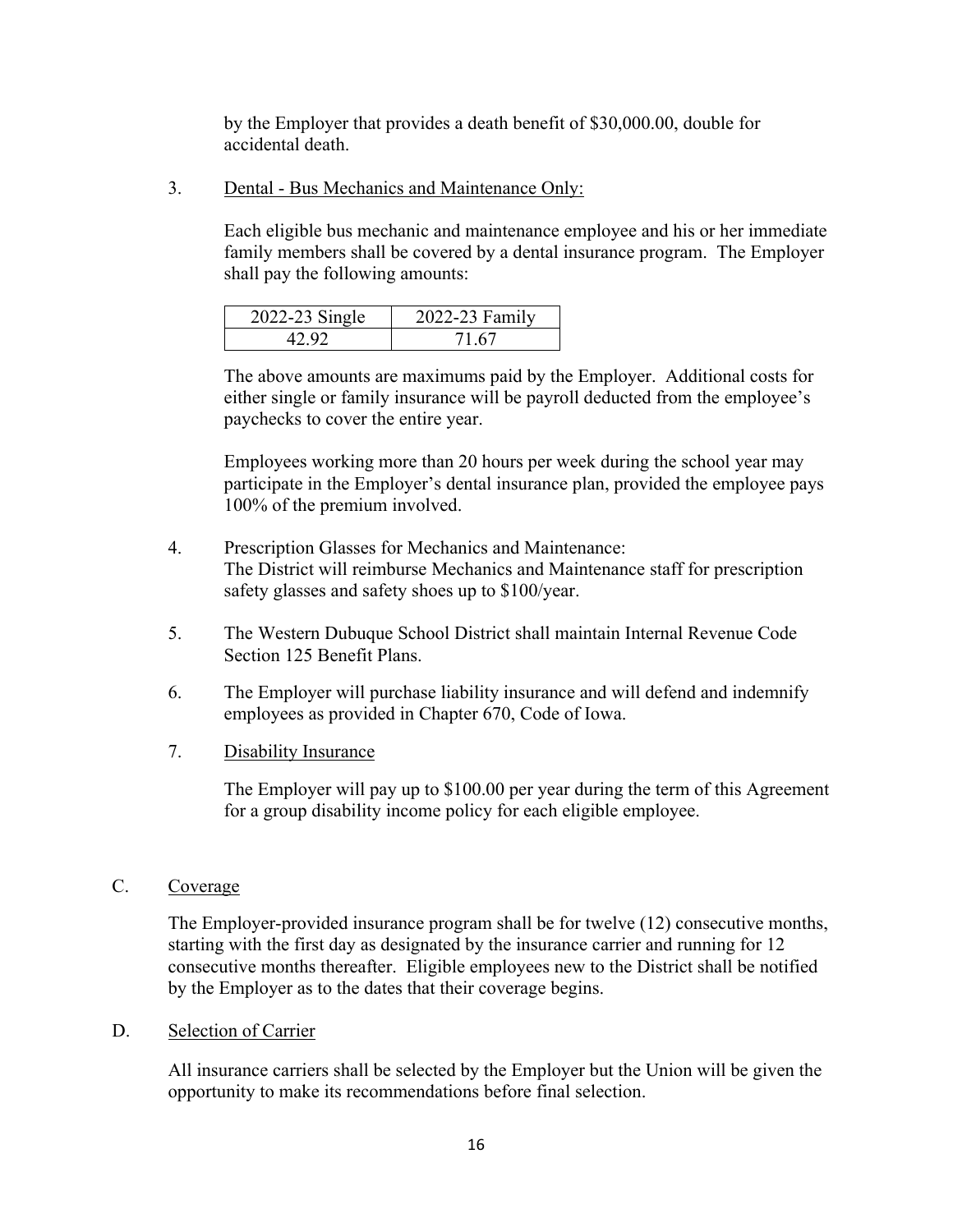by the Employer that provides a death benefit of $30,000.00, double for accidental death.

3. <u>Dental - Bus Mechanics and Maintenance Only:</u>

Each eligible bus mechanic and maintenance employee and his or her immediate family members shall be covered by a dental insurance program. The Employer shall pay the following amounts:

| 2022-23 Single | 2022-23 Family |
|---|---|
| 42.92 | 71.67 |

The above amounts are maximums paid by the Employer. Additional costs for either single or family insurance will be payroll deducted from the employee's paychecks to cover the entire year.

Employees working more than 20 hours per week during the school year may participate in the Employer's dental insurance plan, provided the employee pays 100% of the premium involved.

4. Prescription Glasses for Mechanics and Maintenance:
The District will reimburse Mechanics and Maintenance staff for prescription safety glasses and safety shoes up to $100/year.

5. The Western Dubuque School District shall maintain Internal Revenue Code Section 125 Benefit Plans.

6. The Employer will purchase liability insurance and will defend and indemnify employees as provided in Chapter 670, Code of Iowa.

7. <u>Disability Insurance</u>

The Employer will pay up to $100.00 per year during the term of this Agreement for a group disability income policy for each eligible employee.

C. <u>Coverage</u>

The Employer-provided insurance program shall be for twelve (12) consecutive months, starting with the first day as designated by the insurance carrier and running for 12 consecutive months thereafter. Eligible employees new to the District shall be notified by the Employer as to the dates that their coverage begins.

D. <u>Selection of Carrier</u>

All insurance carriers shall be selected by the Employer but the Union will be given the opportunity to make its recommendations before final selection.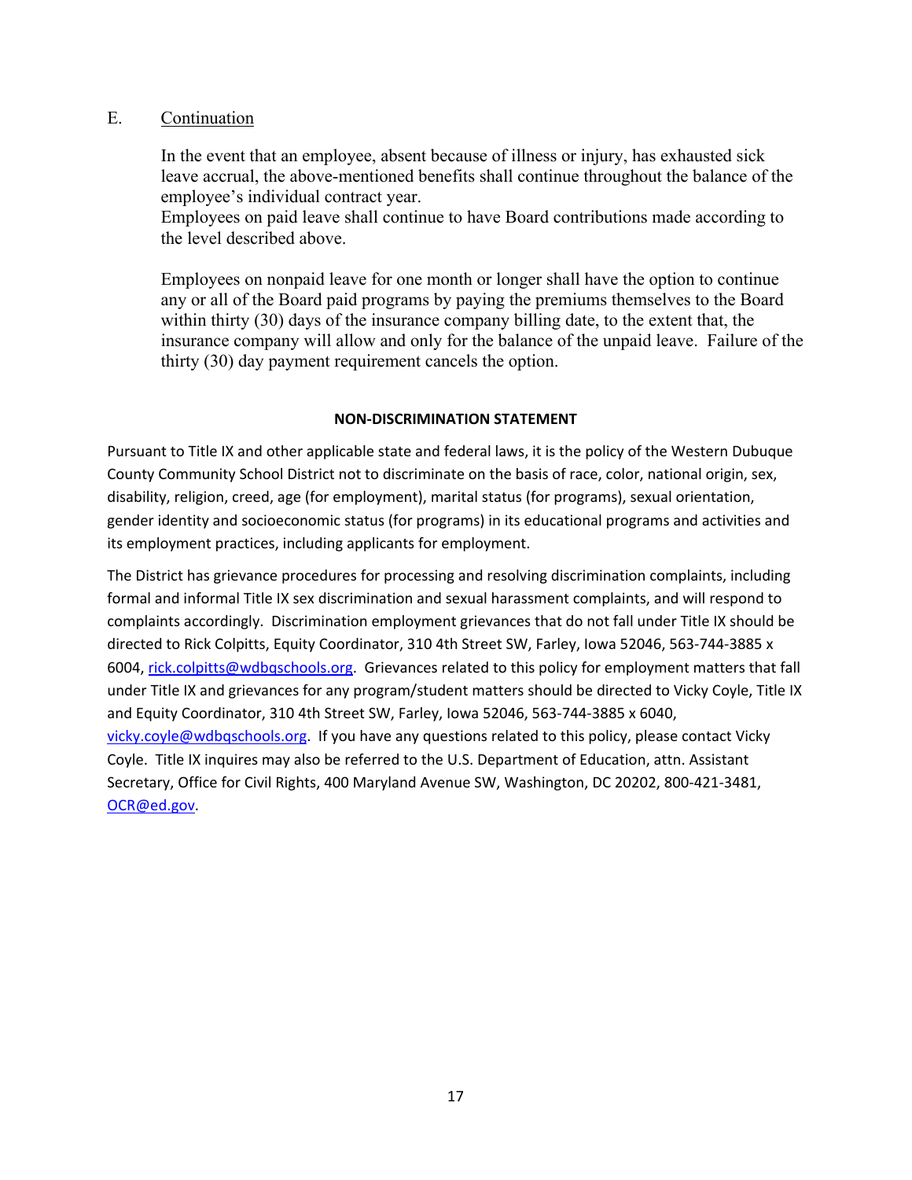E. Continuation

In the event that an employee, absent because of illness or injury, has exhausted sick leave accrual, the above-mentioned benefits shall continue throughout the balance of the employee's individual contract year.
Employees on paid leave shall continue to have Board contributions made according to the level described above.

Employees on nonpaid leave for one month or longer shall have the option to continue any or all of the Board paid programs by paying the premiums themselves to the Board within thirty (30) days of the insurance company billing date, to the extent that, the insurance company will allow and only for the balance of the unpaid leave. Failure of the thirty (30) day payment requirement cancels the option.

**NON-DISCRIMINATION STATEMENT**

Pursuant to Title IX and other applicable state and federal laws, it is the policy of the Western Dubuque County Community School District not to discriminate on the basis of race, color, national origin, sex, disability, religion, creed, age (for employment), marital status (for programs), sexual orientation, gender identity and socioeconomic status (for programs) in its educational programs and activities and its employment practices, including applicants for employment.

The District has grievance procedures for processing and resolving discrimination complaints, including formal and informal Title IX sex discrimination and sexual harassment complaints, and will respond to complaints accordingly. Discrimination employment grievances that do not fall under Title IX should be directed to Rick Colpitts, Equity Coordinator, 310 4th Street SW, Farley, Iowa 52046, 563-744-3885 x 6004, rick.colpitts@wdbqschools.org. Grievances related to this policy for employment matters that fall under Title IX and grievances for any program/student matters should be directed to Vicky Coyle, Title IX and Equity Coordinator, 310 4th Street SW, Farley, Iowa 52046, 563-744-3885 x 6040, vicky.coyle@wdbqschools.org. If you have any questions related to this policy, please contact Vicky Coyle. Title IX inquires may also be referred to the U.S. Department of Education, attn. Assistant Secretary, Office for Civil Rights, 400 Maryland Avenue SW, Washington, DC 20202, 800-421-3481, OCR@ed.gov.